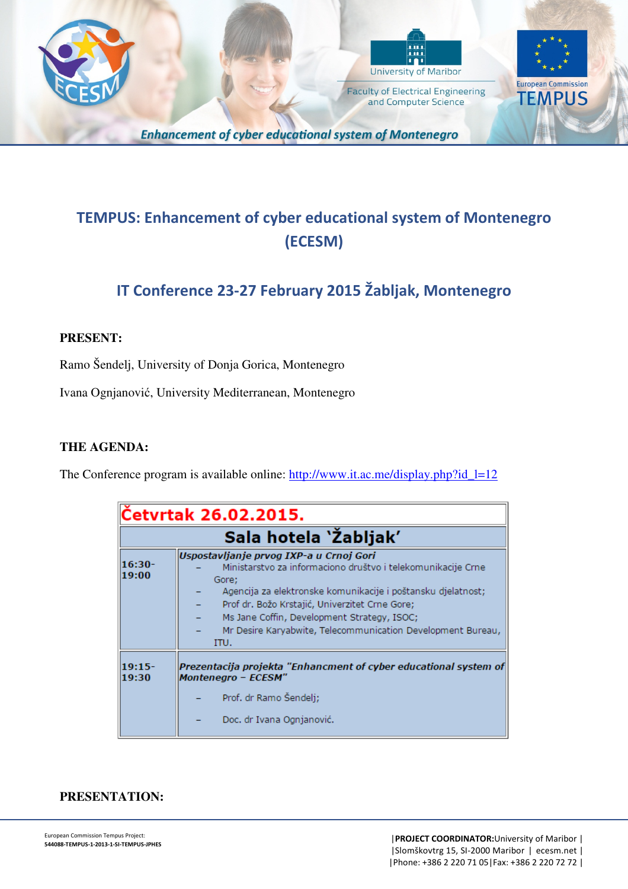## TEMPUS: Enhancement of cyber educational system of Montenegro (ECESM)

### IT Conference 23-27 February 2015 Žabljak, Montenegro

**PRESENT:**

Ramo Šendelj, University of Donja Gorica, Montenegro

Ivana Ognjanović, University Mediterranean, Montenegro

**THE AGENDA:**

The Conference program is available online: http://www.it.ac.me/display.php?id_l=12

| Četvrtak 26.02.2015. | |
|---|---|
| **Sala hotela 'Žabljak'** | |
| 16:30-19:00 | ***Uspostavljanje prvog IXP-a u Crnoj Gori***<br>– Ministarstvo za informaciono društvo i telekomunikacije Crne Gore;<br>– Agencija za elektronske komunikacije i poštansku djelatnost;<br>– Prof dr. Božo Krstajić, Univerzitet Crne Gore;<br>– Ms Jane Coffin, Development Strategy, ISOC;<br>– Mr Desire Karyabwite, Telecommunication Development Bureau, ITU. |
| 19:15-19:30 | ***Prezentacija projekta "Enhancment of cyber educational system of Montenegro – ECESM"***<br>– Prof. dr Ramo Šendelj;<br>– Doc. dr Ivana Ognjanović. |

**PRESENTATION:**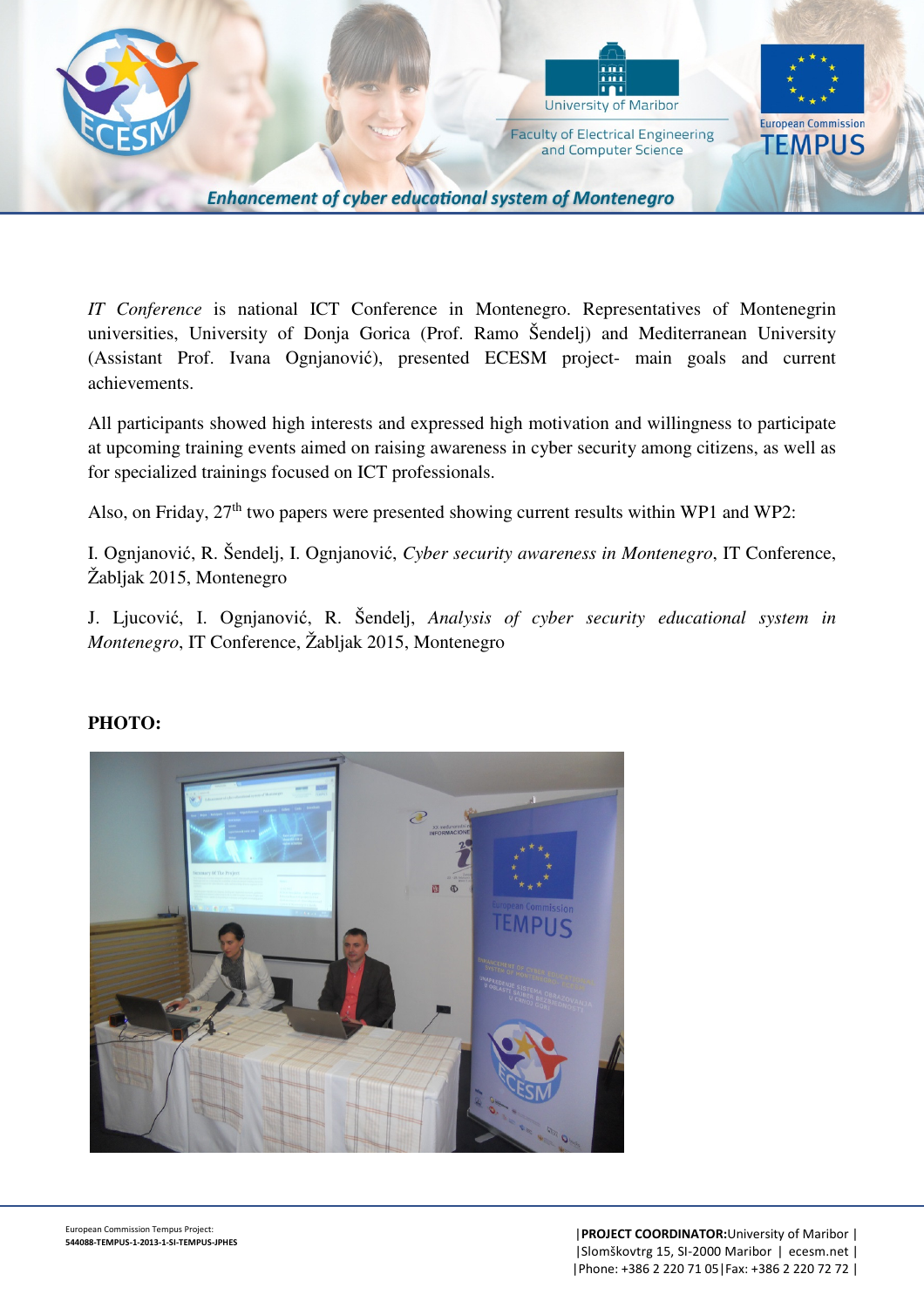*IT Conference* is national ICT Conference in Montenegro. Representatives of Montenegrin universities, University of Donja Gorica (Prof. Ramo Šendelj) and Mediterranean University (Assistant Prof. Ivana Ognjanović), presented ECESM project- main goals and current achievements.

All participants showed high interests and expressed high motivation and willingness to participate at upcoming training events aimed on raising awareness in cyber security among citizens, as well as for specialized trainings focused on ICT professionals.

Also, on Friday, 27th two papers were presented showing current results within WP1 and WP2:

I. Ognjanović, R. Šendelj, I. Ognjanović, *Cyber security awareness in Montenegro*, IT Conference, Žabljak 2015, Montenegro

J. Ljucović, I. Ognjanović, R. Šendelj, *Analysis of cyber security educational system in Montenegro*, IT Conference, Žabljak 2015, Montenegro

**PHOTO:**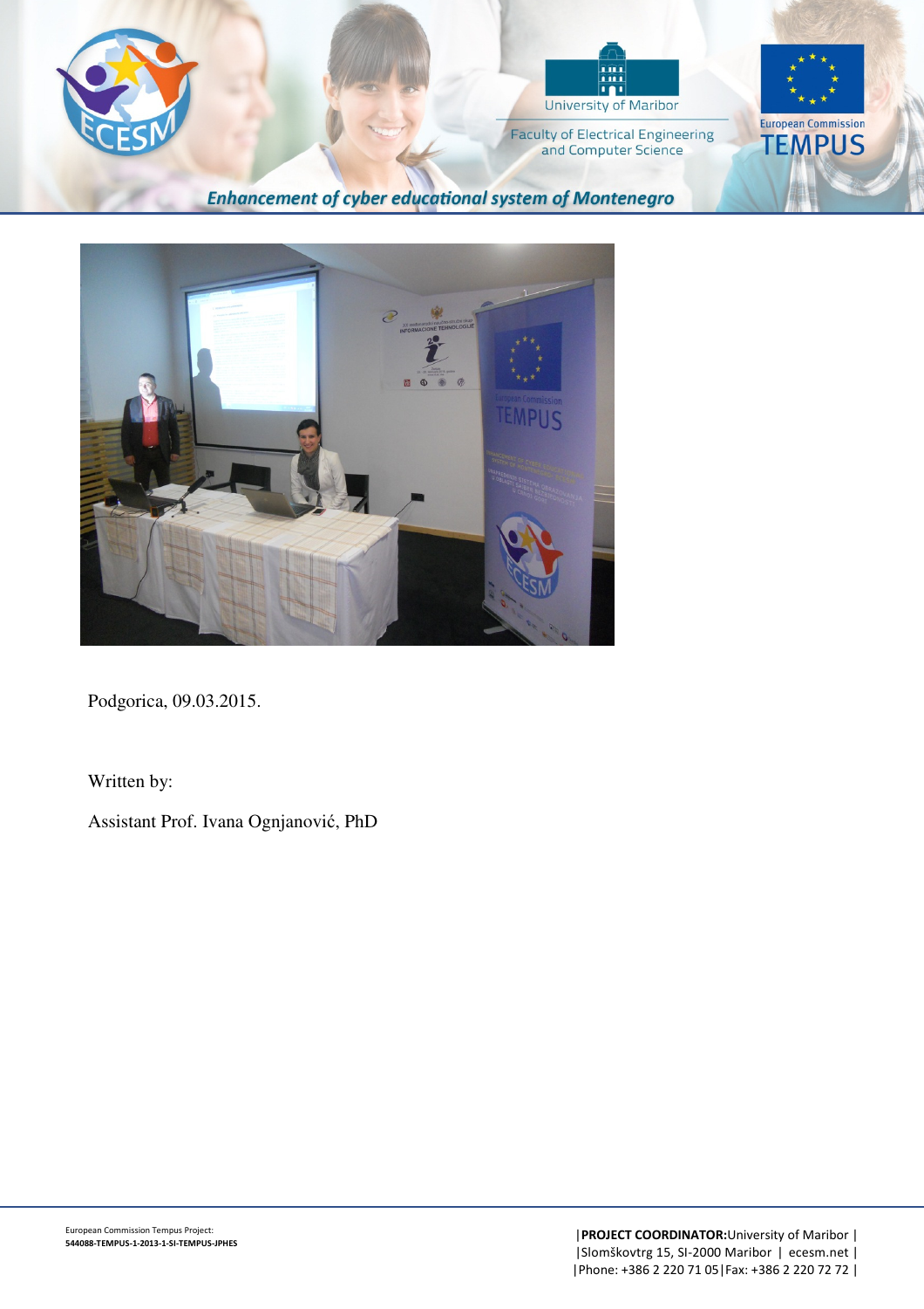Podgorica, 09.03.2015.

Written by:

Assistant Prof. Ivana Ognjanović, PhD